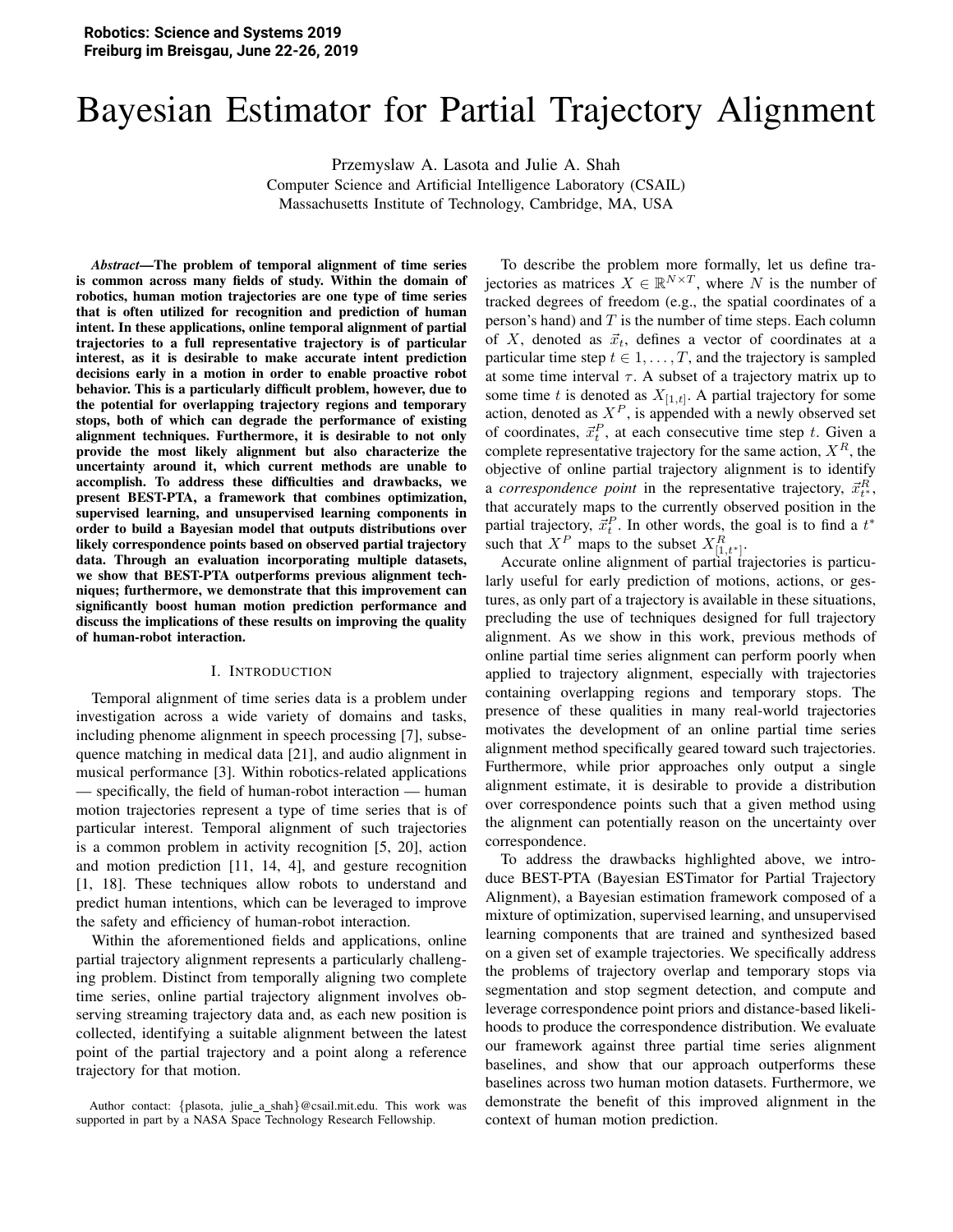# Bayesian Estimator for Partial Trajectory Alignment

Przemyslaw A. Lasota and Julie A. Shah
Computer Science and Artificial Intelligence Laboratory (CSAIL)
Massachusetts Institute of Technology, Cambridge, MA, USA

***Abstract*—The problem of temporal alignment of time series is common across many fields of study. Within the domain of robotics, human motion trajectories are one type of time series that is often utilized for recognition and prediction of human intent. In these applications, online temporal alignment of partial trajectories to a full representative trajectory is of particular interest, as it is desirable to make accurate intent prediction decisions early in a motion in order to enable proactive robot behavior. This is a particularly difficult problem, however, due to the potential for overlapping trajectory regions and temporary stops, both of which can degrade the performance of existing alignment techniques. Furthermore, it is desirable to not only provide the most likely alignment but also characterize the uncertainty around it, which current methods are unable to accomplish. To address these difficulties and drawbacks, we present BEST-PTA, a framework that combines optimization, supervised learning, and unsupervised learning components in order to build a Bayesian model that outputs distributions over likely correspondence points based on observed partial trajectory data. Through an evaluation incorporating multiple datasets, we show that BEST-PTA outperforms previous alignment techniques; furthermore, we demonstrate that this improvement can significantly boost human motion prediction performance and discuss the implications of these results on improving the quality of human-robot interaction.**

## I. Introduction

Temporal alignment of time series data is a problem under investigation across a wide variety of domains and tasks, including phenome alignment in speech processing [7], subsequence matching in medical data [21], and audio alignment in musical performance [3]. Within robotics-related applications — specifically, the field of human-robot interaction — human motion trajectories represent a type of time series that is of particular interest. Temporal alignment of such trajectories is a common problem in activity recognition [5, 20], action and motion prediction [11, 14, 4], and gesture recognition [1, 18]. These techniques allow robots to understand and predict human intentions, which can be leveraged to improve the safety and efficiency of human-robot interaction.

Within the aforementioned fields and applications, online partial trajectory alignment represents a particularly challenging problem. Distinct from temporally aligning two complete time series, online partial trajectory alignment involves observing streaming trajectory data and, as each new position is collected, identifying a suitable alignment between the latest point of the partial trajectory and a point along a reference trajectory for that motion.

To describe the problem more formally, let us define trajectories as matrices $X \in \mathbb{R}^{N \times T}$, where $N$ is the number of tracked degrees of freedom (e.g., the spatial coordinates of a person's hand) and $T$ is the number of time steps. Each column of $X$, denoted as $\vec{x}_t$, defines a vector of coordinates at a particular time step $t \in 1, \ldots, T$, and the trajectory is sampled at some time interval $\tau$. A subset of a trajectory matrix up to some time $t$ is denoted as $X_{[1,t]}$. A partial trajectory for some action, denoted as $X^P$, is appended with a newly observed set of coordinates, $\vec{x}^P_t$, at each consecutive time step $t$. Given a complete representative trajectory for the same action, $X^R$, the objective of online partial trajectory alignment is to identify a *correspondence point* in the representative trajectory, $\vec{x}^R_{t^*}$, that accurately maps to the currently observed position in the partial trajectory, $\vec{x}^P_t$. In other words, the goal is to find a $t^*$ such that $X^P$ maps to the subset $X^R_{[1,t^*]}$.

Accurate online alignment of partial trajectories is particularly useful for early prediction of motions, actions, or gestures, as only part of a trajectory is available in these situations, precluding the use of techniques designed for full trajectory alignment. As we show in this work, previous methods of online partial time series alignment can perform poorly when applied to trajectory alignment, especially with trajectories containing overlapping regions and temporary stops. The presence of these qualities in many real-world trajectories motivates the development of an online partial time series alignment method specifically geared toward such trajectories. Furthermore, while prior approaches only output a single alignment estimate, it is desirable to provide a distribution over correspondence points such that a given method using the alignment can potentially reason on the uncertainty over correspondence.

To address the drawbacks highlighted above, we introduce BEST-PTA (Bayesian ESTimator for Partial Trajectory Alignment), a Bayesian estimation framework composed of a mixture of optimization, supervised learning, and unsupervised learning components that are trained and synthesized based on a given set of example trajectories. We specifically address the problems of trajectory overlap and temporary stops via segmentation and stop segment detection, and compute and leverage correspondence point priors and distance-based likelihoods to produce the correspondence distribution. We evaluate our framework against three partial time series alignment baselines, and show that our approach outperforms these baselines across two human motion datasets. Furthermore, we demonstrate the benefit of this improved alignment in the context of human motion prediction.

Author contact: {plasota, julie_a_shah}@csail.mit.edu. This work was supported in part by a NASA Space Technology Research Fellowship.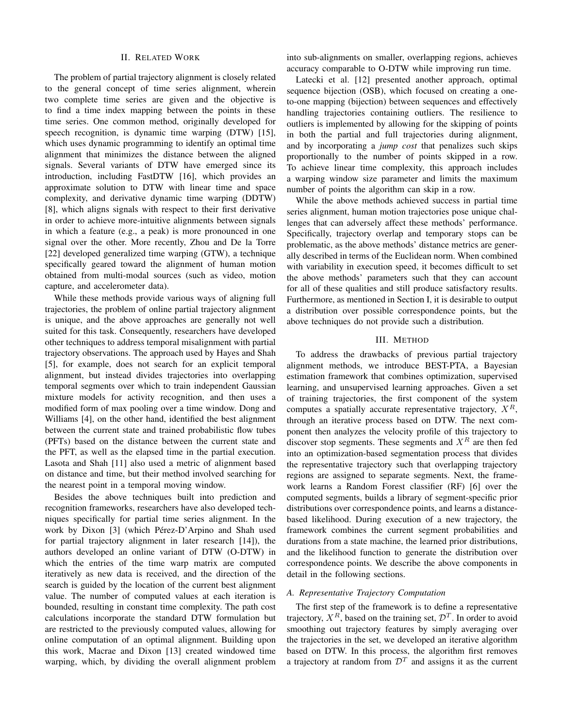## II. Related Work

The problem of partial trajectory alignment is closely related to the general concept of time series alignment, wherein two complete time series are given and the objective is to find a time index mapping between the points in these time series. One common method, originally developed for speech recognition, is dynamic time warping (DTW) [15], which uses dynamic programming to identify an optimal time alignment that minimizes the distance between the aligned signals. Several variants of DTW have emerged since its introduction, including FastDTW [16], which provides an approximate solution to DTW with linear time and space complexity, and derivative dynamic time warping (DDTW) [8], which aligns signals with respect to their first derivative in order to achieve more-intuitive alignments between signals in which a feature (e.g., a peak) is more pronounced in one signal over the other. More recently, Zhou and De la Torre [22] developed generalized time warping (GTW), a technique specifically geared toward the alignment of human motion obtained from multi-modal sources (such as video, motion capture, and accelerometer data).

While these methods provide various ways of aligning full trajectories, the problem of online partial trajectory alignment is unique, and the above approaches are generally not well suited for this task. Consequently, researchers have developed other techniques to address temporal misalignment with partial trajectory observations. The approach used by Hayes and Shah [5], for example, does not search for an explicit temporal alignment, but instead divides trajectories into overlapping temporal segments over which to train independent Gaussian mixture models for activity recognition, and then uses a modified form of max pooling over a time window. Dong and Williams [4], on the other hand, identified the best alignment between the current state and trained probabilistic flow tubes (PFTs) based on the distance between the current state and the PFT, as well as the elapsed time in the partial execution. Lasota and Shah [11] also used a metric of alignment based on distance and time, but their method involved searching for the nearest point in a temporal moving window.

Besides the above techniques built into prediction and recognition frameworks, researchers have also developed techniques specifically for partial time series alignment. In the work by Dixon [3] (which Pérez-D'Arpino and Shah used for partial trajectory alignment in later research [14]), the authors developed an online variant of DTW (O-DTW) in which the entries of the time warp matrix are computed iteratively as new data is received, and the direction of the search is guided by the location of the current best alignment value. The number of computed values at each iteration is bounded, resulting in constant time complexity. The path cost calculations incorporate the standard DTW formulation but are restricted to the previously computed values, allowing for online computation of an optimal alignment. Building upon this work, Macrae and Dixon [13] created windowed time warping, which, by dividing the overall alignment problem into sub-alignments on smaller, overlapping regions, achieves accuracy comparable to O-DTW while improving run time.

Latecki et al. [12] presented another approach, optimal sequence bijection (OSB), which focused on creating a one-to-one mapping (bijection) between sequences and effectively handling trajectories containing outliers. The resilience to outliers is implemented by allowing for the skipping of points in both the partial and full trajectories during alignment, and by incorporating a *jump cost* that penalizes such skips proportionally to the number of points skipped in a row. To achieve linear time complexity, this approach includes a warping window size parameter and limits the maximum number of points the algorithm can skip in a row.

While the above methods achieved success in partial time series alignment, human motion trajectories pose unique challenges that can adversely affect these methods' performance. Specifically, trajectory overlap and temporary stops can be problematic, as the above methods' distance metrics are generally described in terms of the Euclidean norm. When combined with variability in execution speed, it becomes difficult to set the above methods' parameters such that they can account for all of these qualities and still produce satisfactory results. Furthermore, as mentioned in Section I, it is desirable to output a distribution over possible correspondence points, but the above techniques do not provide such a distribution.

## III. Method

To address the drawbacks of previous partial trajectory alignment methods, we introduce BEST-PTA, a Bayesian estimation framework that combines optimization, supervised learning, and unsupervised learning approaches. Given a set of training trajectories, the first component of the system computes a spatially accurate representative trajectory, $X^R$, through an iterative process based on DTW. The next component then analyzes the velocity profile of this trajectory to discover stop segments. These segments and $X^R$ are then fed into an optimization-based segmentation process that divides the representative trajectory such that overlapping trajectory regions are assigned to separate segments. Next, the framework learns a Random Forest classifier (RF) [6] over the computed segments, builds a library of segment-specific prior distributions over correspondence points, and learns a distance-based likelihood. During execution of a new trajectory, the framework combines the current segment probabilities and durations from a state machine, the learned prior distributions, and the likelihood function to generate the distribution over correspondence points. We describe the above components in detail in the following sections.

### A. Representative Trajectory Computation

The first step of the framework is to define a representative trajectory, $X^R$, based on the training set, $\mathcal{D}^T$. In order to avoid smoothing out trajectory features by simply averaging over the trajectories in the set, we developed an iterative algorithm based on DTW. In this process, the algorithm first removes a trajectory at random from $\mathcal{D}^T$ and assigns it as the current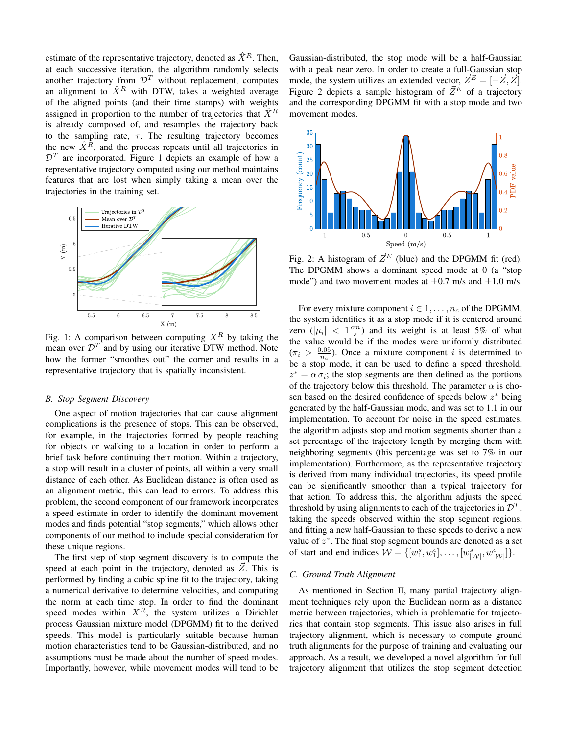estimate of the representative trajectory, denoted as $\hat{X}^R$. Then, at each successive iteration, the algorithm randomly selects another trajectory from $\mathcal{D}^T$ without replacement, computes an alignment to $\hat{X}^R$ with DTW, takes a weighted average of the aligned points (and their time stamps) with weights assigned in proportion to the number of trajectories that $\hat{X}^R$ is already composed of, and resamples the trajectory back to the sampling rate, $\tau$. The resulting trajectory becomes the new $\hat{X}^R$, and the process repeats until all trajectories in $\mathcal{D}^T$ are incorporated. Figure 1 depicts an example of how a representative trajectory computed using our method maintains features that are lost when simply taking a mean over the trajectories in the training set.

Fig. 1: A comparison between computing $X^R$ by taking the mean over $\mathcal{D}^T$ and by using our iterative DTW method. Note how the former "smoothes out" the corner and results in a representative trajectory that is spatially inconsistent.

### B. Stop Segment Discovery

One aspect of motion trajectories that can cause alignment complications is the presence of stops. This can be observed, for example, in the trajectories formed by people reaching for objects or walking to a location in order to perform a brief task before continuing their motion. Within a trajectory, a stop will result in a cluster of points, all within a very small distance of each other. As Euclidean distance is often used as an alignment metric, this can lead to errors. To address this problem, the second component of our framework incorporates a speed estimate in order to identify the dominant movement modes and finds potential "stop segments," which allows other components of our method to include special consideration for these unique regions.

The first step of stop segment discovery is to compute the speed at each point in the trajectory, denoted as $\vec{Z}$. This is performed by finding a cubic spline fit to the trajectory, taking a numerical derivative to determine velocities, and computing the norm at each time step. In order to find the dominant speed modes within $X^R$, the system utilizes a Dirichlet process Gaussian mixture model (DPGMM) fit to the derived speeds. This model is particularly suitable because human motion characteristics tend to be Gaussian-distributed, and no assumptions must be made about the number of speed modes. Importantly, however, while movement modes will tend to be Gaussian-distributed, the stop mode will be a half-Gaussian with a peak near zero. In order to create a full-Gaussian stop mode, the system utilizes an extended vector, $\vec{Z}^E = [-\vec{Z}, \vec{Z}]$. Figure 2 depicts a sample histogram of $\vec{Z}^E$ of a trajectory and the corresponding DPGMM fit with a stop mode and two movement modes.

Fig. 2: A histogram of $\vec{Z}^E$ (blue) and the DPGMM fit (red). The DPGMM shows a dominant speed mode at 0 (a "stop mode") and two movement modes at $\pm 0.7$ m/s and $\pm 1.0$ m/s.

For every mixture component $i \in 1, \ldots, n_c$ of the DPGMM, the system identifies it as a stop mode if it is centered around zero ($|\mu_i| < 1\frac{cm}{s}$) and its weight is at least 5% of what the value would be if the modes were uniformly distributed ($\pi_i > \frac{0.05}{n_c}$). Once a mixture component $i$ is determined to be a stop mode, it can be used to define a speed threshold, $z^* = \alpha\, \sigma_i$; the stop segments are then defined as the portions of the trajectory below this threshold. The parameter $\alpha$ is chosen based on the desired confidence of speeds below $z^*$ being generated by the half-Gaussian mode, and was set to 1.1 in our implementation. To account for noise in the speed estimates, the algorithm adjusts stop and motion segments shorter than a set percentage of the trajectory length by merging them with neighboring segments (this percentage was set to 7% in our implementation). Furthermore, as the representative trajectory is derived from many individual trajectories, its speed profile can be significantly smoother than a typical trajectory for that action. To address this, the algorithm adjusts the speed threshold by using alignments to each of the trajectories in $\mathcal{D}^T$, taking the speeds observed within the stop segment regions, and fitting a new half-Gaussian to these speeds to derive a new value of $z^*$. The final stop segment bounds are denoted as a set of start and end indices $\mathcal{W} = \{[w_1^s, w_1^e], \ldots, [w_{|\mathcal{W}|}^s, w_{|\mathcal{W}|}^e]\}$.

### C. Ground Truth Alignment

As mentioned in Section II, many partial trajectory alignment techniques rely upon the Euclidean norm as a distance metric between trajectories, which is problematic for trajectories that contain stop segments. This issue also arises in full trajectory alignment, which is necessary to compute ground truth alignments for the purpose of training and evaluating our approach. As a result, we developed a novel algorithm for full trajectory alignment that utilizes the stop segment detection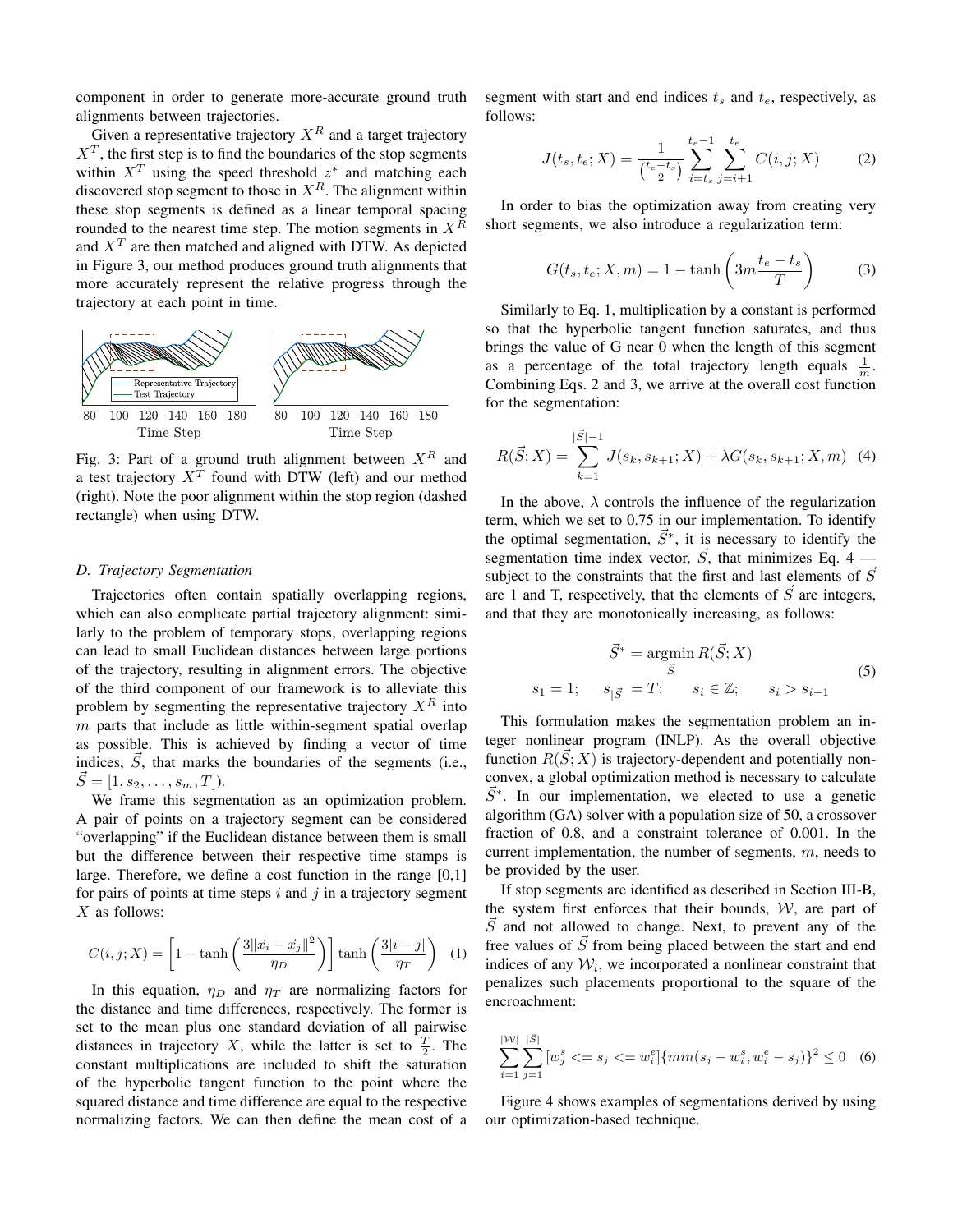component in order to generate more-accurate ground truth alignments between trajectories.

Given a representative trajectory $X^R$ and a target trajectory $X^T$, the first step is to find the boundaries of the stop segments within $X^T$ using the speed threshold $z^*$ and matching each discovered stop segment to those in $X^R$. The alignment within these stop segments is defined as a linear temporal spacing rounded to the nearest time step. The motion segments in $X^R$ and $X^T$ are then matched and aligned with DTW. As depicted in Figure 3, our method produces ground truth alignments that more accurately represent the relative progress through the trajectory at each point in time.

Fig. 3: Part of a ground truth alignment between $X^R$ and a test trajectory $X^T$ found with DTW (left) and our method (right). Note the poor alignment within the stop region (dashed rectangle) when using DTW.

### D. Trajectory Segmentation

Trajectories often contain spatially overlapping regions, which can also complicate partial trajectory alignment: similarly to the problem of temporary stops, overlapping regions can lead to small Euclidean distances between large portions of the trajectory, resulting in alignment errors. The objective of the third component of our framework is to alleviate this problem by segmenting the representative trajectory $X^R$ into $m$ parts that include as little within-segment spatial overlap as possible. This is achieved by finding a vector of time indices, $\vec{S}$, that marks the boundaries of the segments (i.e., $\vec{S} = [1, s_2, \ldots, s_m, T]$).

We frame this segmentation as an optimization problem. A pair of points on a trajectory segment can be considered "overlapping" if the Euclidean distance between them is small but the difference between their respective time stamps is large. Therefore, we define a cost function in the range [0,1] for pairs of points at time steps $i$ and $j$ in a trajectory segment $X$ as follows:

$$C(i,j;X) = \left[1 - \tanh\left(\frac{3\|\vec{x}_i - \vec{x}_j\|^2}{\eta_D}\right)\right] \tanh\left(\frac{3|i-j|}{\eta_T}\right) \quad (1)$$

In this equation, $\eta_D$ and $\eta_T$ are normalizing factors for the distance and time differences, respectively. The former is set to the mean plus one standard deviation of all pairwise distances in trajectory $X$, while the latter is set to $\frac{T}{2}$. The constant multiplications are included to shift the saturation of the hyperbolic tangent function to the point where the squared distance and time difference are equal to the respective normalizing factors. We can then define the mean cost of a segment with start and end indices $t_s$ and $t_e$, respectively, as follows:

$$J(t_s, t_e; X) = \frac{1}{\binom{t_e - t_s}{2}} \sum_{i=t_s}^{t_e - 1} \sum_{j=i+1}^{t_e} C(i,j;X) \quad (2)$$

In order to bias the optimization away from creating very short segments, we also introduce a regularization term:

$$G(t_s, t_e; X, m) = 1 - \tanh\left(3m\frac{t_e - t_s}{T}\right) \quad (3)$$

Similarly to Eq. 1, multiplication by a constant is performed so that the hyperbolic tangent function saturates, and thus brings the value of G near 0 when the length of this segment as a percentage of the total trajectory length equals $\frac{1}{m}$. Combining Eqs. 2 and 3, we arrive at the overall cost function for the segmentation:

$$R(\vec{S}; X) = \sum_{k=1}^{|\vec{S}|-1} J(s_k, s_{k+1}; X) + \lambda G(s_k, s_{k+1}; X, m) \quad (4)$$

In the above, $\lambda$ controls the influence of the regularization term, which we set to 0.75 in our implementation. To identify the optimal segmentation, $\vec{S}^*$, it is necessary to identify the segmentation time index vector, $\vec{S}$, that minimizes Eq. 4 — subject to the constraints that the first and last elements of $\vec{S}$ are 1 and T, respectively, that the elements of $\vec{S}$ are integers, and that they are monotonically increasing, as follows:

$$\begin{gathered} \vec{S}^* = \underset{\vec{S}}{\operatorname{argmin}}\, R(\vec{S}; X) \\ s_1 = 1; \quad s_{|\vec{S}|} = T; \quad s_i \in \mathbb{Z}; \quad s_i > s_{i-1} \end{gathered} \quad (5)$$

This formulation makes the segmentation problem an integer nonlinear program (INLP). As the overall objective function $R(\vec{S}; X)$ is trajectory-dependent and potentially non-convex, a global optimization method is necessary to calculate $\vec{S}^*$. In our implementation, we elected to use a genetic algorithm (GA) solver with a population size of 50, a crossover fraction of 0.8, and a constraint tolerance of 0.001. In the current implementation, the number of segments, $m$, needs to be provided by the user.

If stop segments are identified as described in Section III-B, the system first enforces that their bounds, $\mathcal{W}$, are part of $\vec{S}$ and not allowed to change. Next, to prevent any of the free values of $\vec{S}$ from being placed between the start and end indices of any $\mathcal{W}_i$, we incorporated a nonlinear constraint that penalizes such placements proportional to the square of the encroachment:

$$\sum_{i=1}^{|\mathcal{W}|} \sum_{j=1}^{|\vec{S}|} [w_j^s <= s_j <= w_i^e]\{min(s_j - w_i^s, w_i^e - s_j)\}^2 \leq 0 \quad (6)$$

Figure 4 shows examples of segmentations derived by using our optimization-based technique.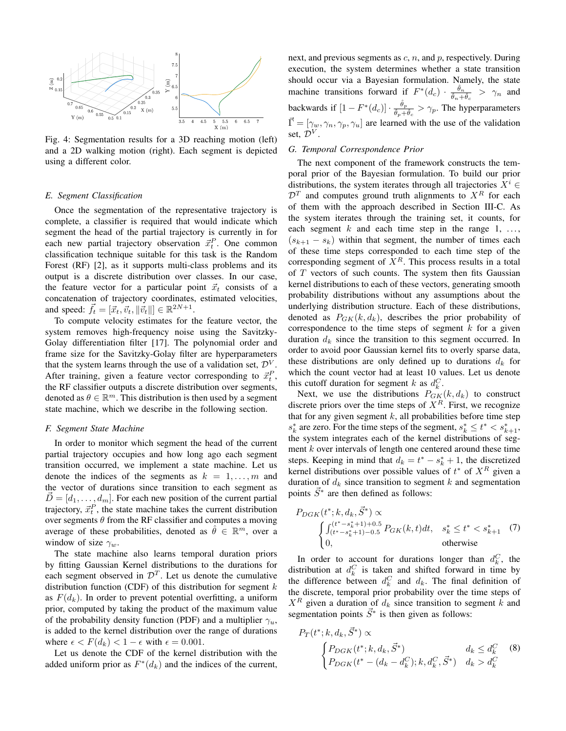Fig. 4: Segmentation results for a 3D reaching motion (left) and a 2D walking motion (right). Each segment is depicted using a different color.

### E. Segment Classification

Once the segmentation of the representative trajectory is complete, a classifier is required that would indicate which segment the head of the partial trajectory is currently in for each new partial trajectory observation $\vec{x}_t^P$. One common classification technique suitable for this task is the Random Forest (RF) [2], as it supports multi-class problems and its output is a discrete distribution over classes. In our case, the feature vector for a particular point $\vec{x}_t$ consists of a concatenation of trajectory coordinates, estimated velocities, and speed: $\vec{f}_t = [\vec{x}_t, \vec{v}_t, \|\vec{v}_t\|] \in \mathbb{R}^{2N+1}$.

To compute velocity estimates for the feature vector, the system removes high-frequency noise using the Savitzky-Golay differentiation filter [17]. The polynomial order and frame size for the Savitzky-Golay filter are hyperparameters that the system learns through the use of a validation set, $\mathcal{D}^V$. After training, given a feature vector corresponding to $\vec{x}_t^P$, the RF classifier outputs a discrete distribution over segments, denoted as $\theta \in \mathbb{R}^m$. This distribution is then used by a segment state machine, which we describe in the following section.

### F. Segment State Machine

In order to monitor which segment the head of the current partial trajectory occupies and how long ago each segment transition occurred, we implement a state machine. Let us denote the indices of the segments as $k = 1, \ldots, m$ and the vector of durations since transition to each segment as $\vec{D} = [d_1, \ldots, d_m]$. For each new position of the current partial trajectory, $\vec{x}_t^P$, the state machine takes the current distribution over segments $\theta$ from the RF classifier and computes a moving average of these probabilities, denoted as $\hat{\theta} \in \mathbb{R}^m$, over a window of size $\gamma_w$.

The state machine also learns temporal duration priors by fitting Gaussian Kernel distributions to the durations for each segment observed in $\mathcal{D}^T$. Let us denote the cumulative distribution function (CDF) of this distribution for segment $k$ as $F(d_k)$. In order to prevent potential overfitting, a uniform prior, computed by taking the product of the maximum value of the probability density function (PDF) and a multiplier $\gamma_u$, is added to the kernel distribution over the range of durations where $\epsilon < F(d_k) < 1 - \epsilon$ with $\epsilon = 0.001$.

Let us denote the CDF of the kernel distribution with the added uniform prior as $F^*(d_k)$ and the indices of the current, next, and previous segments as $c$, $n$, and $p$, respectively. During execution, the system determines whether a state transition should occur via a Bayesian formulation. Namely, the state machine transitions forward if $F^*(d_c) \cdot \frac{\hat{\theta}_n}{\hat{\theta}_n + \hat{\theta}_c} > \gamma_n$ and backwards if $[1 - F^*(d_c)] \cdot \frac{\hat{\theta}_p}{\hat{\theta}_p + \hat{\theta}_c} > \gamma_p$. The hyperparameters $\vec{\Gamma} = [\gamma_w, \gamma_n, \gamma_p, \gamma_u]$ are learned with the use of the validation set, $\mathcal{D}^V$.

### G. Temporal Correspondence Prior

The next component of the framework constructs the temporal prior of the Bayesian formulation. To build our prior distributions, the system iterates through all trajectories $X^i \in \mathcal{D}^T$ and computes ground truth alignments to $X^R$ for each of them with the approach described in Section III-C. As the system iterates through the training set, it counts, for each segment $k$ and each time step in the range $1, \ldots, (s_{k+1} - s_k)$ within that segment, the number of times each of these time steps corresponded to each time step of the corresponding segment of $X^R$. This process results in a total of $T$ vectors of such counts. The system then fits Gaussian kernel distributions to each of these vectors, generating smooth probability distributions without any assumptions about the underlying distribution structure. Each of these distributions, denoted as $P_{GK}(k, d_k)$, describes the prior probability of correspondence to the time steps of segment $k$ for a given duration $d_k$ since the transition to this segment occurred. In order to avoid poor Gaussian kernel fits to overly sparse data, these distributions are only defined up to durations $d_k$ for which the count vector had at least 10 values. Let us denote this cutoff duration for segment $k$ as $d_k^C$.

Next, we use the distributions $P_{GK}(k, d_k)$ to construct discrete priors over the time steps of $X^R$. First, we recognize that for any given segment $k$, all probabilities before time step $s_k^*$ are zero. For the time steps of the segment, $s_k^* \leq t^* < s_{k+1}^*$, the system integrates each of the kernel distributions of segment $k$ over intervals of length one centered around these time steps. Keeping in mind that $d_k = t^* - s_k^* + 1$, the discretized kernel distributions over possible values of $t^*$ of $X^R$ given a duration of $d_k$ since transition to segment $k$ and segmentation points $\vec{S}^*$ are then defined as follows:

$$
P_{DGK}(t^*; k, d_k, \vec{S}^*) \propto \begin{cases} \int_{(t^* - s_k^* + 1) - 0.5}^{(t^* - s_k^* + 1) + 0.5} P_{GK}(k, t) dt, & s_k^* \leq t^* < s_{k+1}^* \\ 0, & \text{otherwise} \end{cases} \tag{7}
$$

In order to account for durations longer than $d_k^C$, the distribution at $d_k^C$ is taken and shifted forward in time by the difference between $d_k^C$ and $d_k$. The final definition of the discrete, temporal prior probability over the time steps of $X^R$ given a duration of $d_k$ since transition to segment $k$ and segmentation points $\vec{S}^*$ is then given as follows:

$$
P_T(t^*; k, d_k, \vec{S}^*) \propto \begin{cases} P_{DGK}(t^*; k, d_k, \vec{S}^*) & d_k \leq d_k^C \\ P_{DGK}(t^* - (d_k - d_k^C); k, d_k^C, \vec{S}^*) & d_k > d_k^C \end{cases} \tag{8}
$$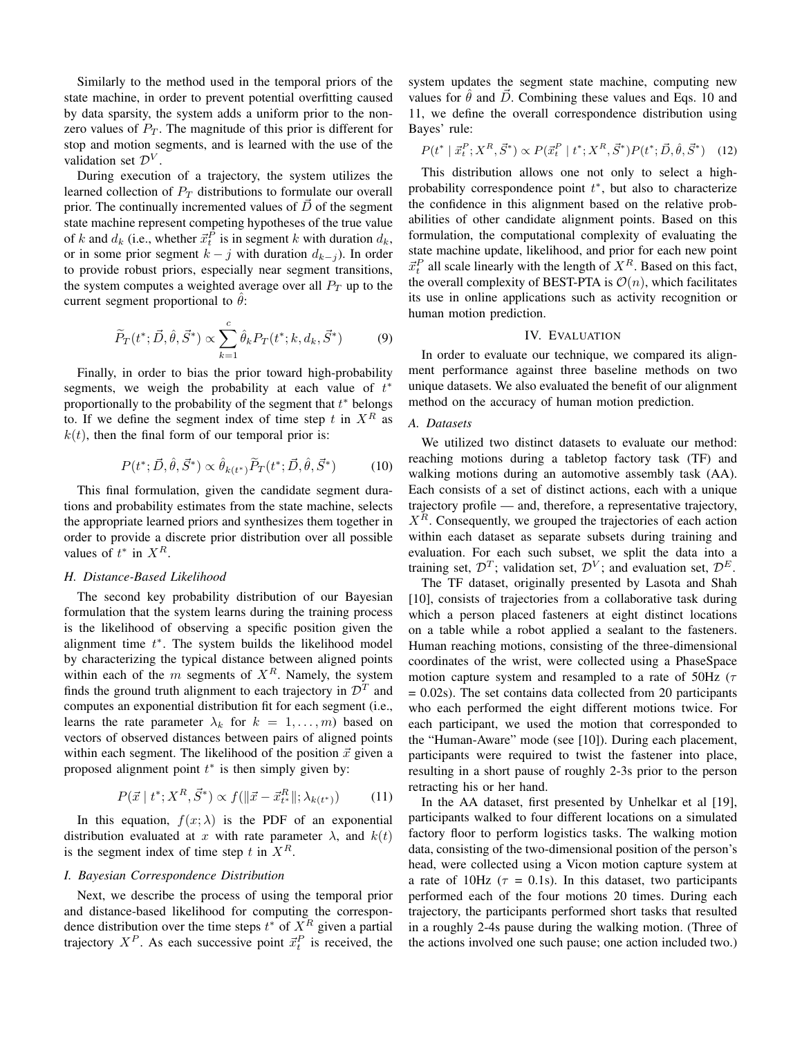Similarly to the method used in the temporal priors of the state machine, in order to prevent potential overfitting caused by data sparsity, the system adds a uniform prior to the non-zero values of $P_T$. The magnitude of this prior is different for stop and motion segments, and is learned with the use of the validation set $\mathcal{D}^V$.

During execution of a trajectory, the system utilizes the learned collection of $P_T$ distributions to formulate our overall prior. The continually incremented values of $\vec{D}$ of the segment state machine represent competing hypotheses of the true value of $k$ and $d_k$ (i.e., whether $\vec{x}_t^P$ is in segment $k$ with duration $d_k$, or in some prior segment $k-j$ with duration $d_{k-j}$). In order to provide robust priors, especially near segment transitions, the system computes a weighted average over all $P_T$ up to the current segment proportional to $\hat{\theta}$:

$$\widetilde{P}_T(t^*; \vec{D}, \hat{\theta}, \vec{S}^*) \propto \sum_{k=1}^{c} \hat{\theta}_k P_T(t^*; k, d_k, \vec{S}^*) \tag{9}$$

Finally, in order to bias the prior toward high-probability segments, we weigh the probability at each value of $t^*$ proportionally to the probability of the segment that $t^*$ belongs to. If we define the segment index of time step $t$ in $X^R$ as $k(t)$, then the final form of our temporal prior is:

$$P(t^*; \vec{D}, \hat{\theta}, \vec{S}^*) \propto \hat{\theta}_{k(t^*)} \widetilde{P}_T(t^*; \vec{D}, \hat{\theta}, \vec{S}^*) \tag{10}$$

This final formulation, given the candidate segment durations and probability estimates from the state machine, selects the appropriate learned priors and synthesizes them together in order to provide a discrete prior distribution over all possible values of $t^*$ in $X^R$.

### H. Distance-Based Likelihood

The second key probability distribution of our Bayesian formulation that the system learns during the training process is the likelihood of observing a specific position given the alignment time $t^*$. The system builds the likelihood model by characterizing the typical distance between aligned points within each of the $m$ segments of $X^R$. Namely, the system finds the ground truth alignment to each trajectory in $\mathcal{D}^T$ and computes an exponential distribution fit for each segment (i.e., learns the rate parameter $\lambda_k$ for $k = 1, \ldots, m$) based on vectors of observed distances between pairs of aligned points within each segment. The likelihood of the position $\vec{x}$ given a proposed alignment point $t^*$ is then simply given by:

$$P(\vec{x} \mid t^*; X^R, \vec{S}^*) \propto f(\|\vec{x} - \vec{x}_{t^*}^R\|; \lambda_{k(t^*)}) \tag{11}$$

In this equation, $f(x; \lambda)$ is the PDF of an exponential distribution evaluated at $x$ with rate parameter $\lambda$, and $k(t)$ is the segment index of time step $t$ in $X^R$.

### I. Bayesian Correspondence Distribution

Next, we describe the process of using the temporal prior and distance-based likelihood for computing the correspondence distribution over the time steps $t^*$ of $X^R$ given a partial trajectory $X^P$. As each successive point $\vec{x}_t^P$ is received, the system updates the segment state machine, computing new values for $\hat{\theta}$ and $\vec{D}$. Combining these values and Eqs. 10 and 11, we define the overall correspondence distribution using Bayes' rule:

$$P(t^* \mid \vec{x}_t^P; X^R, \vec{S}^*) \propto P(\vec{x}_t^P \mid t^*; X^R, \vec{S}^*) P(t^*; \vec{D}, \hat{\theta}, \vec{S}^*) \tag{12}$$

This distribution allows one not only to select a high-probability correspondence point $t^*$, but also to characterize the confidence in this alignment based on the relative probabilities of other candidate alignment points. Based on this formulation, the computational complexity of evaluating the state machine update, likelihood, and prior for each new point $\vec{x}_t^P$ all scale linearly with the length of $X^R$. Based on this fact, the overall complexity of BEST-PTA is $\mathcal{O}(n)$, which facilitates its use in online applications such as activity recognition or human motion prediction.

## IV. Evaluation

In order to evaluate our technique, we compared its alignment performance against three baseline methods on two unique datasets. We also evaluated the benefit of our alignment method on the accuracy of human motion prediction.

### A. Datasets

We utilized two distinct datasets to evaluate our method: reaching motions during a tabletop factory task (TF) and walking motions during an automotive assembly task (AA). Each consists of a set of distinct actions, each with a unique trajectory profile — and, therefore, a representative trajectory, $X^R$. Consequently, we grouped the trajectories of each action within each dataset as separate subsets during training and evaluation. For each such subset, we split the data into a training set, $\mathcal{D}^T$; validation set, $\mathcal{D}^V$; and evaluation set, $\mathcal{D}^E$.

The TF dataset, originally presented by Lasota and Shah [10], consists of trajectories from a collaborative task during which a person placed fasteners at eight distinct locations on a table while a robot applied a sealant to the fasteners. Human reaching motions, consisting of the three-dimensional coordinates of the wrist, were collected using a PhaseSpace motion capture system and resampled to a rate of 50Hz ($\tau$ = 0.02s). The set contains data collected from 20 participants who each performed the eight different motions twice. For each participant, we used the motion that corresponded to the "Human-Aware" mode (see [10]). During each placement, participants were required to twist the fastener into place, resulting in a short pause of roughly 2-3s prior to the person retracting his or her hand.

In the AA dataset, first presented by Unhelkar et al [19], participants walked to four different locations on a simulated factory floor to perform logistics tasks. The walking motion data, consisting of the two-dimensional position of the person's head, were collected using a Vicon motion capture system at a rate of 10Hz ($\tau$ = 0.1s). In this dataset, two participants performed each of the four motions 20 times. During each trajectory, the participants performed short tasks that resulted in a roughly 2-4s pause during the walking motion. (Three of the actions involved one such pause; one action included two.)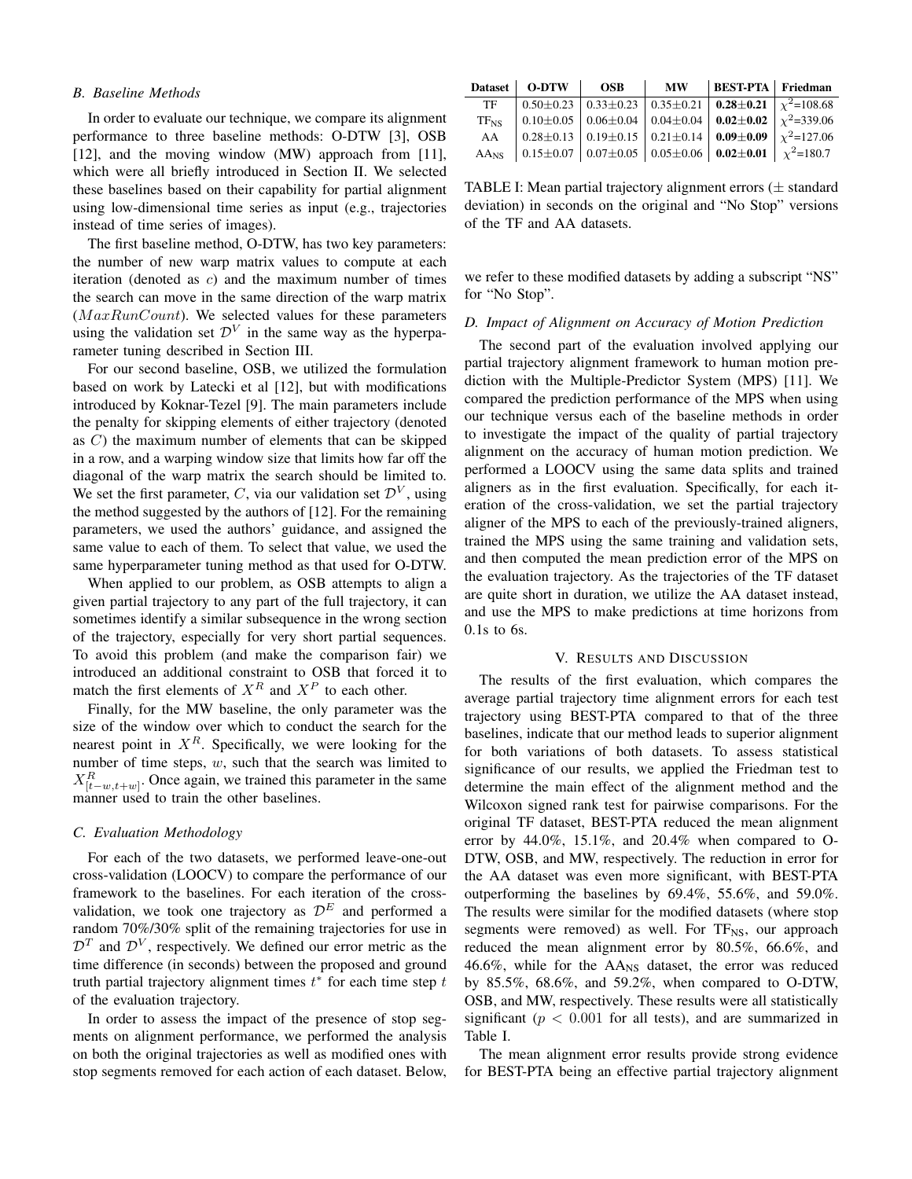### B. Baseline Methods

In order to evaluate our technique, we compare its alignment performance to three baseline methods: O-DTW [3], OSB [12], and the moving window (MW) approach from [11], which were all briefly introduced in Section II. We selected these baselines based on their capability for partial alignment using low-dimensional time series as input (e.g., trajectories instead of time series of images).

The first baseline method, O-DTW, has two key parameters: the number of new warp matrix values to compute at each iteration (denoted as $c$) and the maximum number of times the search can move in the same direction of the warp matrix ($MaxRunCount$). We selected values for these parameters using the validation set $\mathcal{D}^V$ in the same way as the hyperparameter tuning described in Section III.

For our second baseline, OSB, we utilized the formulation based on work by Latecki et al [12], but with modifications introduced by Koknar-Tezel [9]. The main parameters include the penalty for skipping elements of either trajectory (denoted as $C$) the maximum number of elements that can be skipped in a row, and a warping window size that limits how far off the diagonal of the warp matrix the search should be limited to. We set the first parameter, $C$, via our validation set $\mathcal{D}^V$, using the method suggested by the authors of [12]. For the remaining parameters, we used the authors' guidance, and assigned the same value to each of them. To select that value, we used the same hyperparameter tuning method as that used for O-DTW.

When applied to our problem, as OSB attempts to align a given partial trajectory to any part of the full trajectory, it can sometimes identify a similar subsequence in the wrong section of the trajectory, especially for very short partial sequences. To avoid this problem (and make the comparison fair) we introduced an additional constraint to OSB that forced it to match the first elements of $X^R$ and $X^P$ to each other.

Finally, for the MW baseline, the only parameter was the size of the window over which to conduct the search for the nearest point in $X^R$. Specifically, we were looking for the number of time steps, $w$, such that the search was limited to $X^R_{[t-w,t+w]}$. Once again, we trained this parameter in the same manner used to train the other baselines.

### C. Evaluation Methodology

For each of the two datasets, we performed leave-one-out cross-validation (LOOCV) to compare the performance of our framework to the baselines. For each iteration of the cross-validation, we took one trajectory as $\mathcal{D}^E$ and performed a random 70%/30% split of the remaining trajectories for use in $\mathcal{D}^T$ and $\mathcal{D}^V$, respectively. We defined our error metric as the time difference (in seconds) between the proposed and ground truth partial trajectory alignment times $t^*$ for each time step $t$ of the evaluation trajectory.

In order to assess the impact of the presence of stop segments on alignment performance, we performed the analysis on both the original trajectories as well as modified ones with stop segments removed for each action of each dataset. Below, we refer to these modified datasets by adding a subscript "NS" for "No Stop".

| Dataset | O-DTW | OSB | MW | BEST-PTA | Friedman |
|---|---|---|---|---|---|
| TF | 0.50±0.23 | 0.33±0.23 | 0.35±0.21 | **0.28±0.21** | $\chi^2$=108.68 |
| $\text{TF}_{\text{NS}}$ | 0.10±0.05 | 0.06±0.04 | 0.04±0.04 | **0.02±0.02** | $\chi^2$=339.06 |
| AA | 0.28±0.13 | 0.19±0.15 | 0.21±0.14 | **0.09±0.09** | $\chi^2$=127.06 |
| $\text{AA}_{\text{NS}}$ | 0.15±0.07 | 0.07±0.05 | 0.05±0.06 | **0.02±0.01** | $\chi^2$=180.7 |

TABLE I: Mean partial trajectory alignment errors (± standard deviation) in seconds on the original and "No Stop" versions of the TF and AA datasets.

### D. Impact of Alignment on Accuracy of Motion Prediction

The second part of the evaluation involved applying our partial trajectory alignment framework to human motion prediction with the Multiple-Predictor System (MPS) [11]. We compared the prediction performance of the MPS when using our technique versus each of the baseline methods in order to investigate the impact of the quality of partial trajectory alignment on the accuracy of human motion prediction. We performed a LOOCV using the same data splits and trained aligners as in the first evaluation. Specifically, for each iteration of the cross-validation, we set the partial trajectory aligner of the MPS to each of the previously-trained aligners, trained the MPS using the same training and validation sets, and then computed the mean prediction error of the MPS on the evaluation trajectory. As the trajectories of the TF dataset are quite short in duration, we utilize the AA dataset instead, and use the MPS to make predictions at time horizons from 0.1s to 6s.

## V. Results and Discussion

The results of the first evaluation, which compares the average partial trajectory time alignment errors for each test trajectory using BEST-PTA compared to that of the three baselines, indicate that our method leads to superior alignment for both variations of both datasets. To assess statistical significance of our results, we applied the Friedman test to determine the main effect of the alignment method and the Wilcoxon signed rank test for pairwise comparisons. For the original TF dataset, BEST-PTA reduced the mean alignment error by 44.0%, 15.1%, and 20.4% when compared to O-DTW, OSB, and MW, respectively. The reduction in error for the AA dataset was even more significant, with BEST-PTA outperforming the baselines by 69.4%, 55.6%, and 59.0%. The results were similar for the modified datasets (where stop segments were removed) as well. For $\text{TF}_{\text{NS}}$, our approach reduced the mean alignment error by 80.5%, 66.6%, and 46.6%, while for the $\text{AA}_{\text{NS}}$ dataset, the error was reduced by 85.5%, 68.6%, and 59.2%, when compared to O-DTW, OSB, and MW, respectively. These results were all statistically significant ($p < 0.001$ for all tests), and are summarized in Table I.

The mean alignment error results provide strong evidence for BEST-PTA being an effective partial trajectory alignment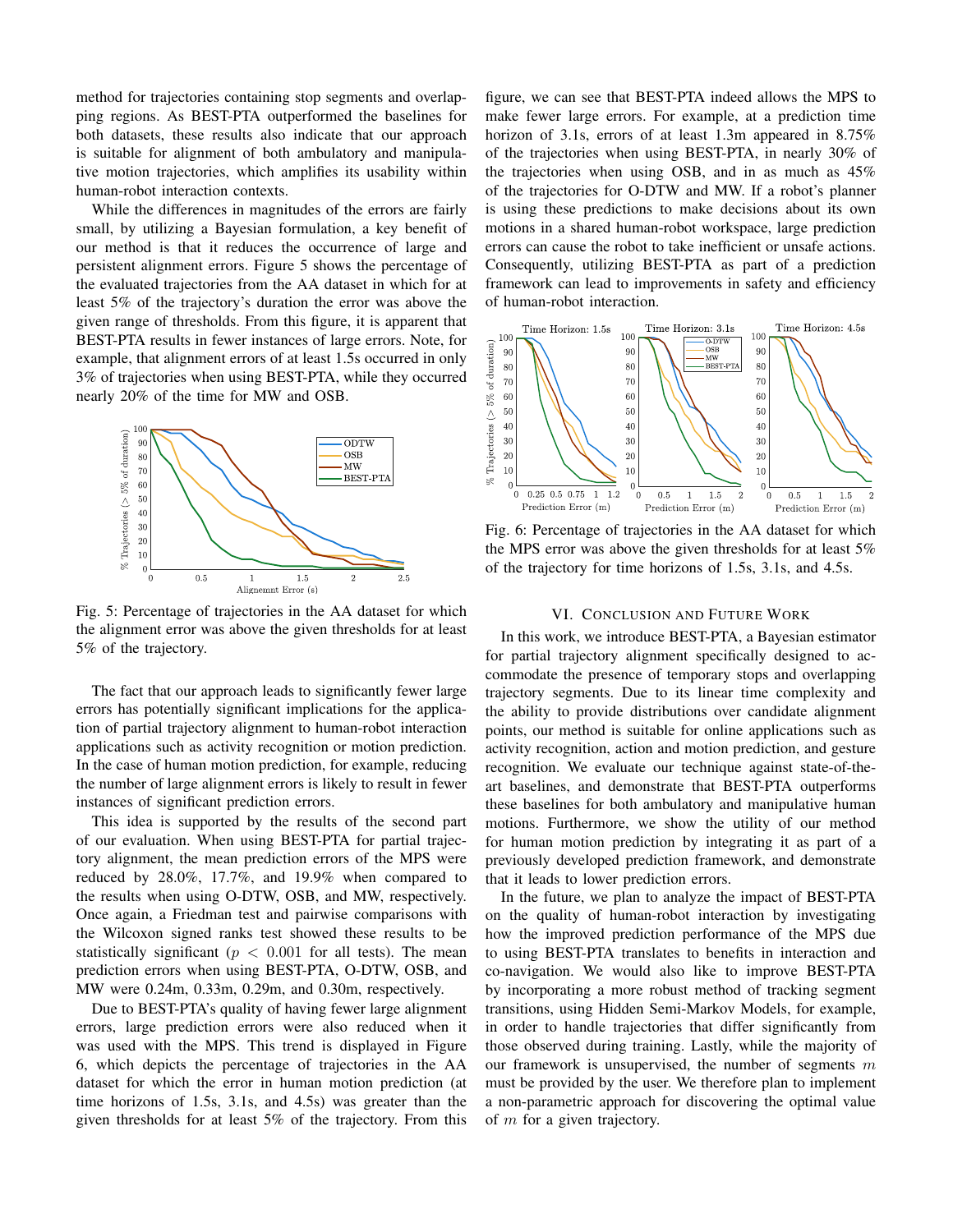method for trajectories containing stop segments and overlapping regions. As BEST-PTA outperformed the baselines for both datasets, these results also indicate that our approach is suitable for alignment of both ambulatory and manipulative motion trajectories, which amplifies its usability within human-robot interaction contexts.

While the differences in magnitudes of the errors are fairly small, by utilizing a Bayesian formulation, a key benefit of our method is that it reduces the occurrence of large and persistent alignment errors. Figure 5 shows the percentage of the evaluated trajectories from the AA dataset in which for at least 5% of the trajectory's duration the error was above the given range of thresholds. From this figure, it is apparent that BEST-PTA results in fewer instances of large errors. Note, for example, that alignment errors of at least 1.5s occurred in only 3% of trajectories when using BEST-PTA, while they occurred nearly 20% of the time for MW and OSB.

Fig. 5: Percentage of trajectories in the AA dataset for which the alignment error was above the given thresholds for at least 5% of the trajectory.

The fact that our approach leads to significantly fewer large errors has potentially significant implications for the application of partial trajectory alignment to human-robot interaction applications such as activity recognition or motion prediction. In the case of human motion prediction, for example, reducing the number of large alignment errors is likely to result in fewer instances of significant prediction errors.

This idea is supported by the results of the second part of our evaluation. When using BEST-PTA for partial trajectory alignment, the mean prediction errors of the MPS were reduced by 28.0%, 17.7%, and 19.9% when compared to the results when using O-DTW, OSB, and MW, respectively. Once again, a Friedman test and pairwise comparisons with the Wilcoxon signed ranks test showed these results to be statistically significant ($p < 0.001$ for all tests). The mean prediction errors when using BEST-PTA, O-DTW, OSB, and MW were 0.24m, 0.33m, 0.29m, and 0.30m, respectively.

Due to BEST-PTA's quality of having fewer large alignment errors, large prediction errors were also reduced when it was used with the MPS. This trend is displayed in Figure 6, which depicts the percentage of trajectories in the AA dataset for which the error in human motion prediction (at time horizons of 1.5s, 3.1s, and 4.5s) was greater than the given thresholds for at least 5% of the trajectory. From this figure, we can see that BEST-PTA indeed allows the MPS to make fewer large errors. For example, at a prediction time horizon of 3.1s, errors of at least 1.3m appeared in 8.75% of the trajectories when using BEST-PTA, in nearly 30% of the trajectories when using OSB, and in as much as 45% of the trajectories for O-DTW and MW. If a robot's planner is using these predictions to make decisions about its own motions in a shared human-robot workspace, large prediction errors can cause the robot to take inefficient or unsafe actions. Consequently, utilizing BEST-PTA as part of a prediction framework can lead to improvements in safety and efficiency of human-robot interaction.

Fig. 6: Percentage of trajectories in the AA dataset for which the MPS error was above the given thresholds for at least 5% of the trajectory for time horizons of 1.5s, 3.1s, and 4.5s.

## VI. Conclusion and Future Work

In this work, we introduce BEST-PTA, a Bayesian estimator for partial trajectory alignment specifically designed to accommodate the presence of temporary stops and overlapping trajectory segments. Due to its linear time complexity and the ability to provide distributions over candidate alignment points, our method is suitable for online applications such as activity recognition, action and motion prediction, and gesture recognition. We evaluate our technique against state-of-the-art baselines, and demonstrate that BEST-PTA outperforms these baselines for both ambulatory and manipulative human motions. Furthermore, we show the utility of our method for human motion prediction by integrating it as part of a previously developed prediction framework, and demonstrate that it leads to lower prediction errors.

In the future, we plan to analyze the impact of BEST-PTA on the quality of human-robot interaction by investigating how the improved prediction performance of the MPS due to using BEST-PTA translates to benefits in interaction and co-navigation. We would also like to improve BEST-PTA by incorporating a more robust method of tracking segment transitions, using Hidden Semi-Markov Models, for example, in order to handle trajectories that differ significantly from those observed during training. Lastly, while the majority of our framework is unsupervised, the number of segments $m$ must be provided by the user. We therefore plan to implement a non-parametric approach for discovering the optimal value of $m$ for a given trajectory.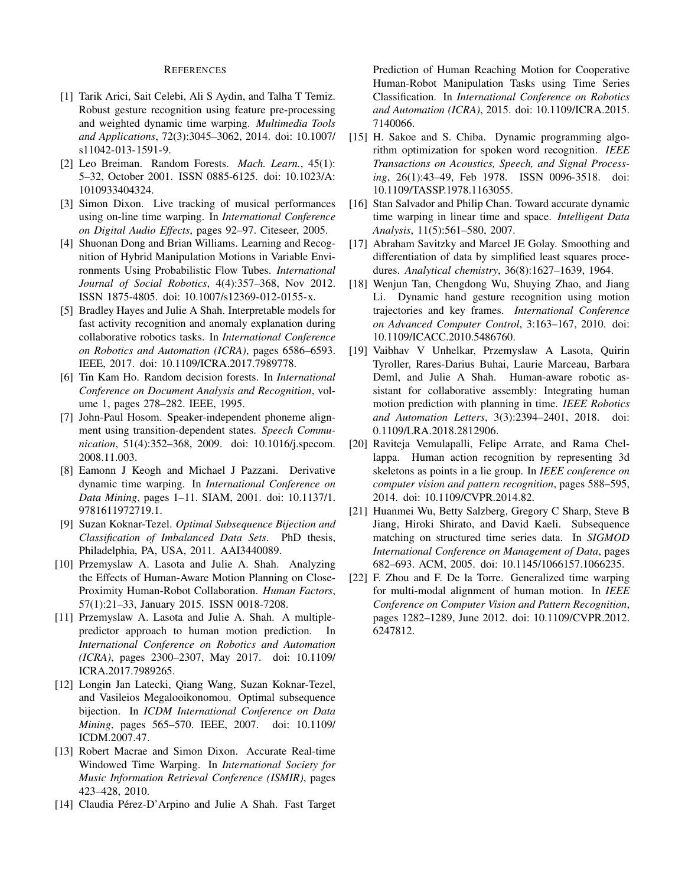## REFERENCES

[1] Tarik Arici, Sait Celebi, Ali S Aydin, and Talha T Temiz. Robust gesture recognition using feature pre-processing and weighted dynamic time warping. *Multimedia Tools and Applications*, 72(3):3045–3062, 2014. doi: 10.1007/s11042-013-1591-9.

[2] Leo Breiman. Random Forests. *Mach. Learn.*, 45(1): 5–32, October 2001. ISSN 0885-6125. doi: 10.1023/A:1010933404324.

[3] Simon Dixon. Live tracking of musical performances using on-line time warping. In *International Conference on Digital Audio Effects*, pages 92–97. Citeseer, 2005.

[4] Shuonan Dong and Brian Williams. Learning and Recognition of Hybrid Manipulation Motions in Variable Environments Using Probabilistic Flow Tubes. *International Journal of Social Robotics*, 4(4):357–368, Nov 2012. ISSN 1875-4805. doi: 10.1007/s12369-012-0155-x.

[5] Bradley Hayes and Julie A Shah. Interpretable models for fast activity recognition and anomaly explanation during collaborative robotics tasks. In *International Conference on Robotics and Automation (ICRA)*, pages 6586–6593. IEEE, 2017. doi: 10.1109/ICRA.2017.7989778.

[6] Tin Kam Ho. Random decision forests. In *International Conference on Document Analysis and Recognition*, volume 1, pages 278–282. IEEE, 1995.

[7] John-Paul Hosom. Speaker-independent phoneme alignment using transition-dependent states. *Speech Communication*, 51(4):352–368, 2009. doi: 10.1016/j.specom.2008.11.003.

[8] Eamonn J Keogh and Michael J Pazzani. Derivative dynamic time warping. In *International Conference on Data Mining*, pages 1–11. SIAM, 2001. doi: 10.1137/1.9781611972719.1.

[9] Suzan Koknar-Tezel. *Optimal Subsequence Bijection and Classification of Imbalanced Data Sets*. PhD thesis, Philadelphia, PA, USA, 2011. AAI3440089.

[10] Przemyslaw A. Lasota and Julie A. Shah. Analyzing the Effects of Human-Aware Motion Planning on Close-Proximity Human-Robot Collaboration. *Human Factors*, 57(1):21–33, January 2015. ISSN 0018-7208.

[11] Przemyslaw A. Lasota and Julie A. Shah. A multiple-predictor approach to human motion prediction. In *International Conference on Robotics and Automation (ICRA)*, pages 2300–2307, May 2017. doi: 10.1109/ICRA.2017.7989265.

[12] Longin Jan Latecki, Qiang Wang, Suzan Koknar-Tezel, and Vasileios Megalooikonomou. Optimal subsequence bijection. In *ICDM International Conference on Data Mining*, pages 565–570. IEEE, 2007. doi: 10.1109/ICDM.2007.47.

[13] Robert Macrae and Simon Dixon. Accurate Real-time Windowed Time Warping. In *International Society for Music Information Retrieval Conference (ISMIR)*, pages 423–428, 2010.

[14] Claudia Pérez-D'Arpino and Julie A Shah. Fast Target Prediction of Human Reaching Motion for Cooperative Human-Robot Manipulation Tasks using Time Series Classification. In *International Conference on Robotics and Automation (ICRA)*, 2015. doi: 10.1109/ICRA.2015.7140066.

[15] H. Sakoe and S. Chiba. Dynamic programming algorithm optimization for spoken word recognition. *IEEE Transactions on Acoustics, Speech, and Signal Processing*, 26(1):43–49, Feb 1978. ISSN 0096-3518. doi: 10.1109/TASSP.1978.1163055.

[16] Stan Salvador and Philip Chan. Toward accurate dynamic time warping in linear time and space. *Intelligent Data Analysis*, 11(5):561–580, 2007.

[17] Abraham Savitzky and Marcel JE Golay. Smoothing and differentiation of data by simplified least squares procedures. *Analytical chemistry*, 36(8):1627–1639, 1964.

[18] Wenjun Tan, Chengdong Wu, Shuying Zhao, and Jiang Li. Dynamic hand gesture recognition using motion trajectories and key frames. *International Conference on Advanced Computer Control*, 3:163–167, 2010. doi: 10.1109/ICACC.2010.5486760.

[19] Vaibhav V Unhelkar, Przemyslaw A Lasota, Quirin Tyroller, Rares-Darius Buhai, Laurie Marceau, Barbara Deml, and Julie A Shah. Human-aware robotic assistant for collaborative assembly: Integrating human motion prediction with planning in time. *IEEE Robotics and Automation Letters*, 3(3):2394–2401, 2018. doi: 0.1109/LRA.2018.2812906.

[20] Raviteja Vemulapalli, Felipe Arrate, and Rama Chellappa. Human action recognition by representing 3d skeletons as points in a lie group. In *IEEE conference on computer vision and pattern recognition*, pages 588–595, 2014. doi: 10.1109/CVPR.2014.82.

[21] Huanmei Wu, Betty Salzberg, Gregory C Sharp, Steve B Jiang, Hiroki Shirato, and David Kaeli. Subsequence matching on structured time series data. In *SIGMOD International Conference on Management of Data*, pages 682–693. ACM, 2005. doi: 10.1145/1066157.1066235.

[22] F. Zhou and F. De la Torre. Generalized time warping for multi-modal alignment of human motion. In *IEEE Conference on Computer Vision and Pattern Recognition*, pages 1282–1289, June 2012. doi: 10.1109/CVPR.2012.6247812.